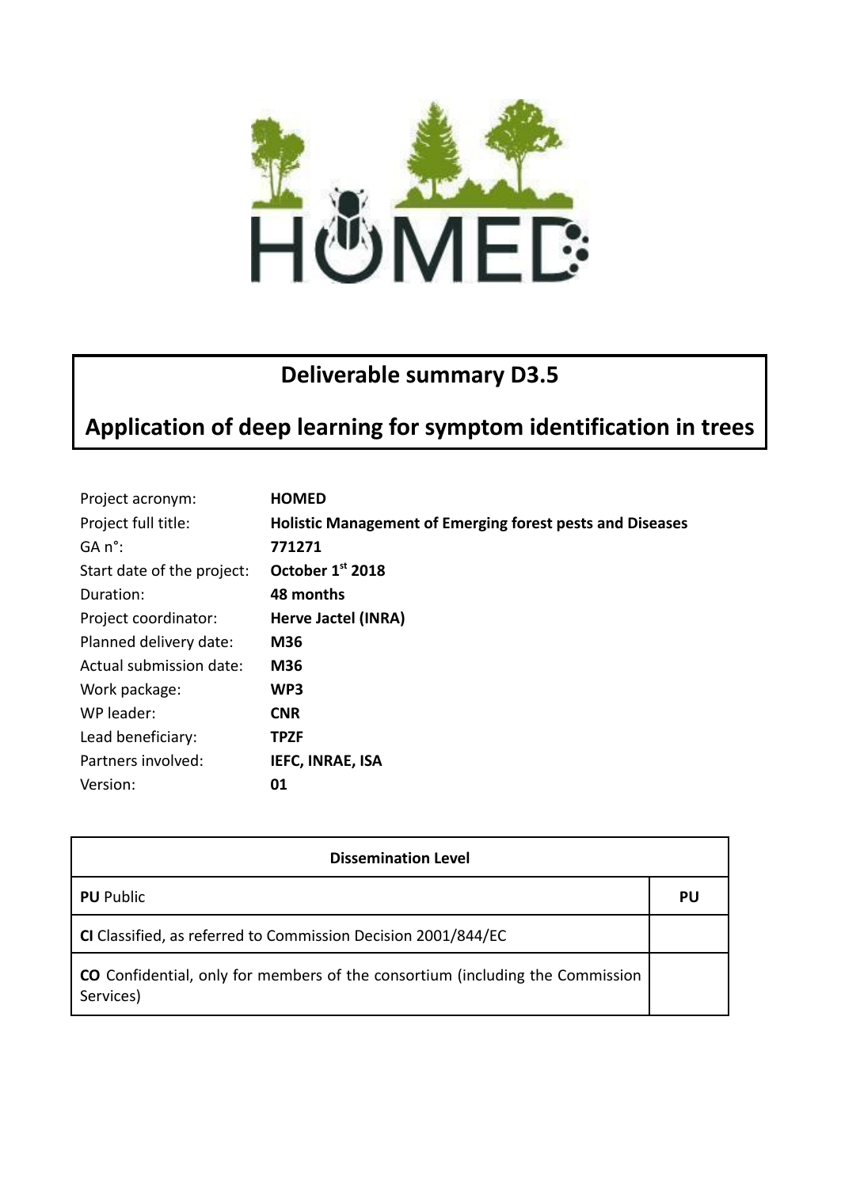# Deliverable summary D3.5

# Application of deep learning for symptom identification in trees

| | |
|---|---|
| Project acronym: | **HOMED** |
| Project full title: | **Holistic Management of Emerging forest pests and Diseases** |
| GA n°: | **771271** |
| Start date of the project: | **October 1st 2018** |
| Duration: | **48 months** |
| Project coordinator: | **Herve Jactel (INRA)** |
| Planned delivery date: | **M36** |
| Actual submission date: | **M36** |
| Work package: | **WP3** |
| WP leader: | **CNR** |
| Lead beneficiary: | **TPZF** |
| Partners involved: | **IEFC, INRAE, ISA** |
| Version: | **01** |

| **Dissemination Level** | |
|---|---|
| **PU** Public | **PU** |
| **CI** Classified, as referred to Commission Decision 2001/844/EC | |
| **CO** Confidential, only for members of the consortium (including the Commission Services) | |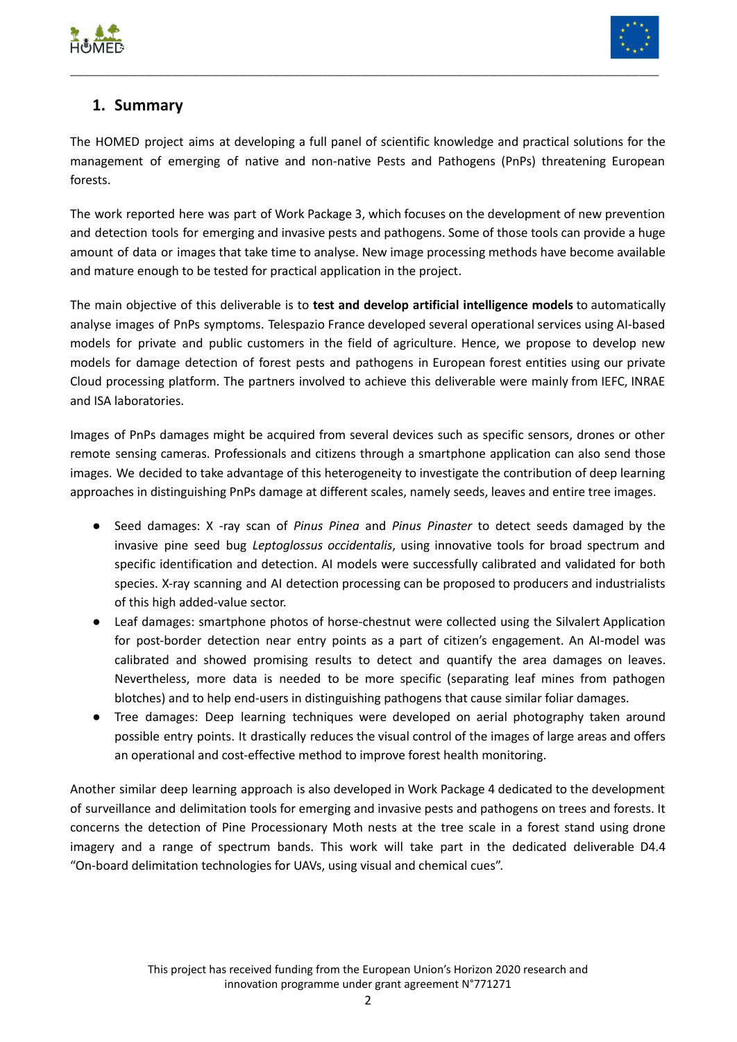## 1. Summary

The HOMED project aims at developing a full panel of scientific knowledge and practical solutions for the management of emerging of native and non-native Pests and Pathogens (PnPs) threatening European forests.

The work reported here was part of Work Package 3, which focuses on the development of new prevention and detection tools for emerging and invasive pests and pathogens. Some of those tools can provide a huge amount of data or images that take time to analyse. New image processing methods have become available and mature enough to be tested for practical application in the project.

The main objective of this deliverable is to **test and develop artificial intelligence models** to automatically analyse images of PnPs symptoms. Telespazio France developed several operational services using AI-based models for private and public customers in the field of agriculture. Hence, we propose to develop new models for damage detection of forest pests and pathogens in European forest entities using our private Cloud processing platform. The partners involved to achieve this deliverable were mainly from IEFC, INRAE and ISA laboratories.

Images of PnPs damages might be acquired from several devices such as specific sensors, drones or other remote sensing cameras. Professionals and citizens through a smartphone application can also send those images. We decided to take advantage of this heterogeneity to investigate the contribution of deep learning approaches in distinguishing PnPs damage at different scales, namely seeds, leaves and entire tree images.

- Seed damages: X -ray scan of *Pinus Pinea* and *Pinus Pinaster* to detect seeds damaged by the invasive pine seed bug *Leptoglossus occidentalis*, using innovative tools for broad spectrum and specific identification and detection. AI models were successfully calibrated and validated for both species. X-ray scanning and AI detection processing can be proposed to producers and industrialists of this high added-value sector.
- Leaf damages: smartphone photos of horse-chestnut were collected using the Silvalert Application for post-border detection near entry points as a part of citizen's engagement. An AI-model was calibrated and showed promising results to detect and quantify the area damages on leaves. Nevertheless, more data is needed to be more specific (separating leaf mines from pathogen blotches) and to help end-users in distinguishing pathogens that cause similar foliar damages.
- Tree damages: Deep learning techniques were developed on aerial photography taken around possible entry points. It drastically reduces the visual control of the images of large areas and offers an operational and cost-effective method to improve forest health monitoring.

Another similar deep learning approach is also developed in Work Package 4 dedicated to the development of surveillance and delimitation tools for emerging and invasive pests and pathogens on trees and forests. It concerns the detection of Pine Processionary Moth nests at the tree scale in a forest stand using drone imagery and a range of spectrum bands. This work will take part in the dedicated deliverable D4.4 "On-board delimitation technologies for UAVs, using visual and chemical cues".